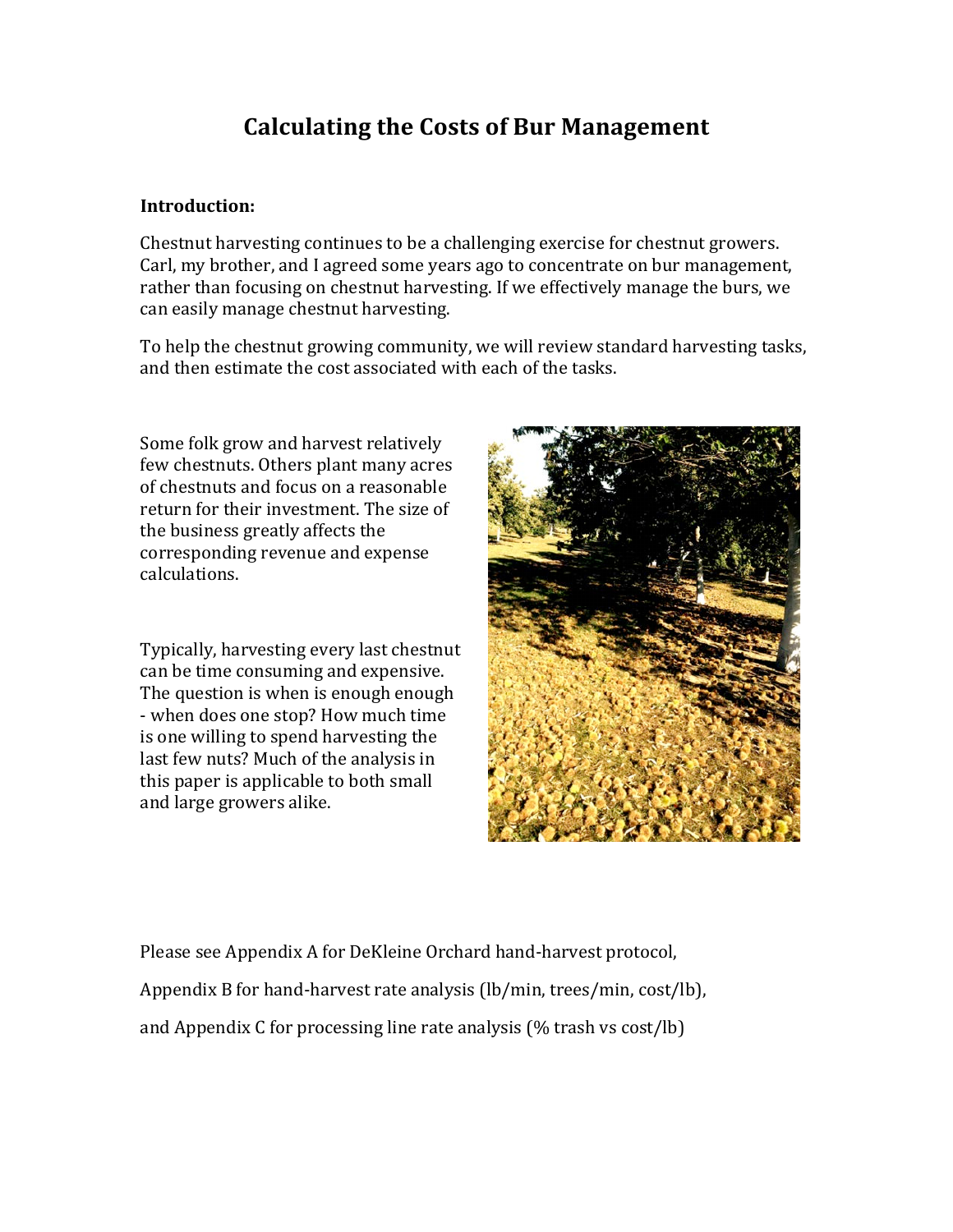# Calculating the Costs of Bur Management

**Introduction:**

Chestnut harvesting continues to be a challenging exercise for chestnut growers. Carl, my brother, and I agreed some years ago to concentrate on bur management, rather than focusing on chestnut harvesting. If we effectively manage the burs, we can easily manage chestnut harvesting.

To help the chestnut growing community, we will review standard harvesting tasks, and then estimate the cost associated with each of the tasks.

Some folk grow and harvest relatively few chestnuts. Others plant many acres of chestnuts and focus on a reasonable return for their investment. The size of the business greatly affects the corresponding revenue and expense calculations.

Typically, harvesting every last chestnut can be time consuming and expensive. The question is when is enough enough - when does one stop? How much time is one willing to spend harvesting the last few nuts? Much of the analysis in this paper is applicable to both small and large growers alike.

Please see Appendix A for DeKleine Orchard hand-harvest protocol,

Appendix B for hand-harvest rate analysis (lb/min, trees/min, cost/lb),

and Appendix C for processing line rate analysis (% trash vs cost/lb)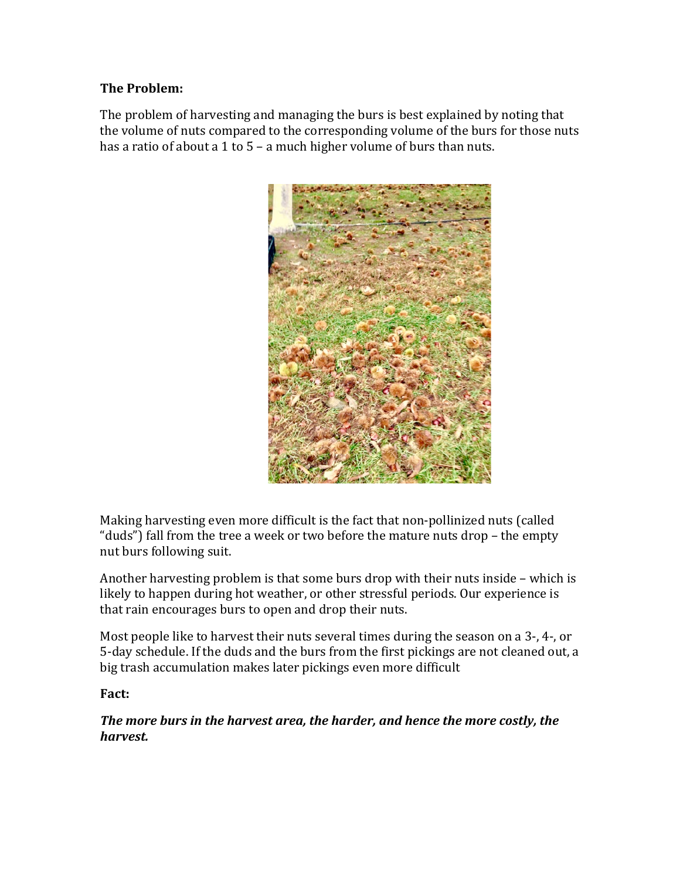**The Problem:**

The problem of harvesting and managing the burs is best explained by noting that the volume of nuts compared to the corresponding volume of the burs for those nuts has a ratio of about a 1 to 5 – a much higher volume of burs than nuts.

Making harvesting even more difficult is the fact that non-pollinized nuts (called "duds") fall from the tree a week or two before the mature nuts drop – the empty nut burs following suit.

Another harvesting problem is that some burs drop with their nuts inside – which is likely to happen during hot weather, or other stressful periods. Our experience is that rain encourages burs to open and drop their nuts.

Most people like to harvest their nuts several times during the season on a 3-, 4-, or 5-day schedule. If the duds and the burs from the first pickings are not cleaned out, a big trash accumulation makes later pickings even more difficult

**Fact:**

***The more burs in the harvest area, the harder, and hence the more costly, the harvest.***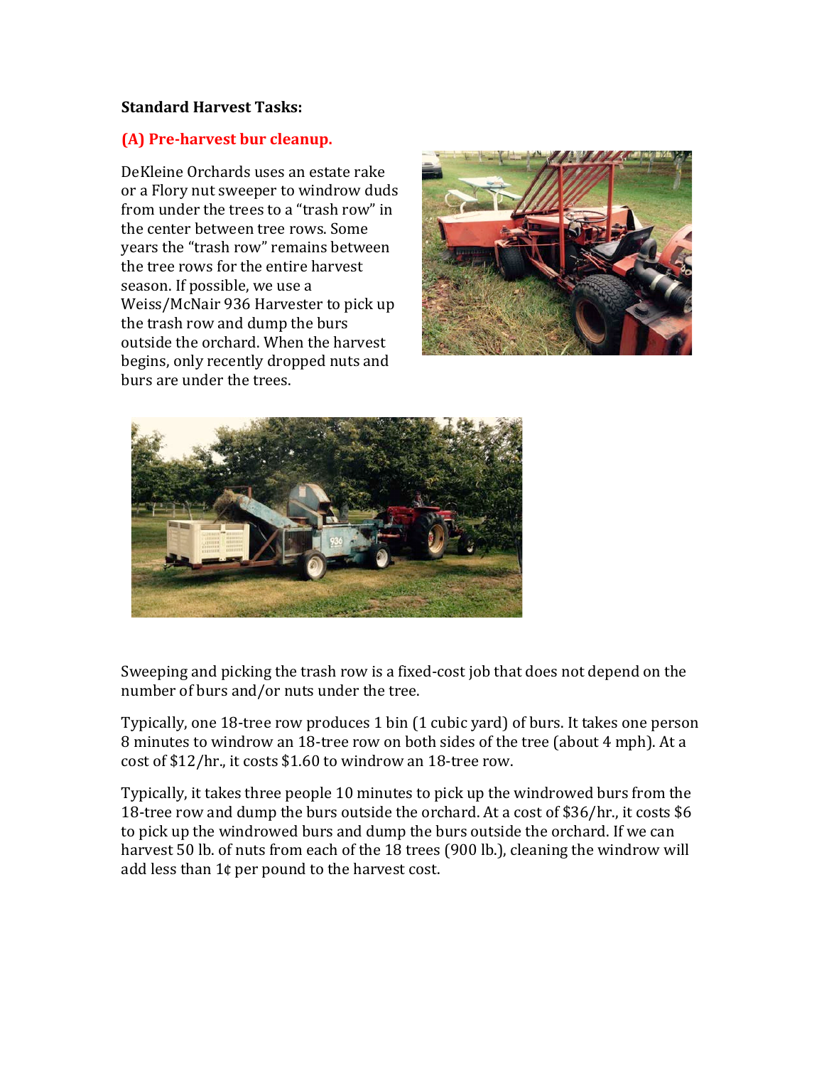**Standard Harvest Tasks:**

**(A) Pre-harvest bur cleanup.**

DeKleine Orchards uses an estate rake or a Flory nut sweeper to windrow duds from under the trees to a "trash row" in the center between tree rows. Some years the "trash row" remains between the tree rows for the entire harvest season. If possible, we use a Weiss/McNair 936 Harvester to pick up the trash row and dump the burs outside the orchard. When the harvest begins, only recently dropped nuts and burs are under the trees.

Sweeping and picking the trash row is a fixed-cost job that does not depend on the number of burs and/or nuts under the tree.

Typically, one 18-tree row produces 1 bin (1 cubic yard) of burs. It takes one person 8 minutes to windrow an 18-tree row on both sides of the tree (about 4 mph). At a cost of $12/hr., it costs $1.60 to windrow an 18-tree row.

Typically, it takes three people 10 minutes to pick up the windrowed burs from the 18-tree row and dump the burs outside the orchard. At a cost of $36/hr., it costs $6 to pick up the windrowed burs and dump the burs outside the orchard. If we can harvest 50 lb. of nuts from each of the 18 trees (900 lb.), cleaning the windrow will add less than 1¢ per pound to the harvest cost.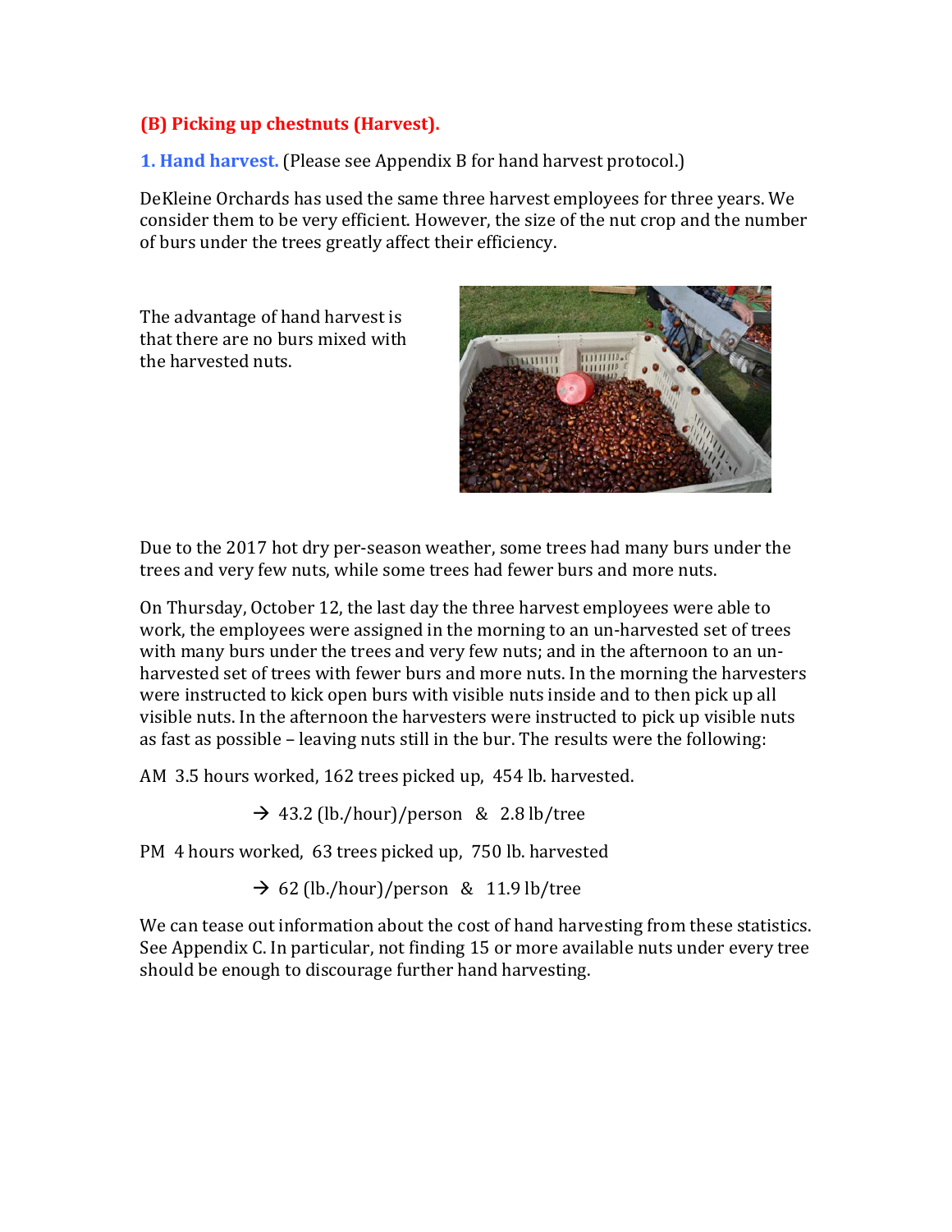## (B) Picking up chestnuts (Harvest).

### 1. Hand harvest. (Please see Appendix B for hand harvest protocol.)

DeKleine Orchards has used the same three harvest employees for three years. We consider them to be very efficient. However, the size of the nut crop and the number of burs under the trees greatly affect their efficiency.

The advantage of hand harvest is that there are no burs mixed with the harvested nuts.

Due to the 2017 hot dry per-season weather, some trees had many burs under the trees and very few nuts, while some trees had fewer burs and more nuts.

On Thursday, October 12, the last day the three harvest employees were able to work, the employees were assigned in the morning to an un-harvested set of trees with many burs under the trees and very few nuts; and in the afternoon to an un-harvested set of trees with fewer burs and more nuts. In the morning the harvesters were instructed to kick open burs with visible nuts inside and to then pick up all visible nuts. In the afternoon the harvesters were instructed to pick up visible nuts as fast as possible – leaving nuts still in the bur. The results were the following:

AM 3.5 hours worked, 162 trees picked up, 454 lb. harvested.

→ 43.2 (lb./hour)/person & 2.8 lb/tree

PM 4 hours worked, 63 trees picked up, 750 lb. harvested

→ 62 (lb./hour)/person & 11.9 lb/tree

We can tease out information about the cost of hand harvesting from these statistics. See Appendix C. In particular, not finding 15 or more available nuts under every tree should be enough to discourage further hand harvesting.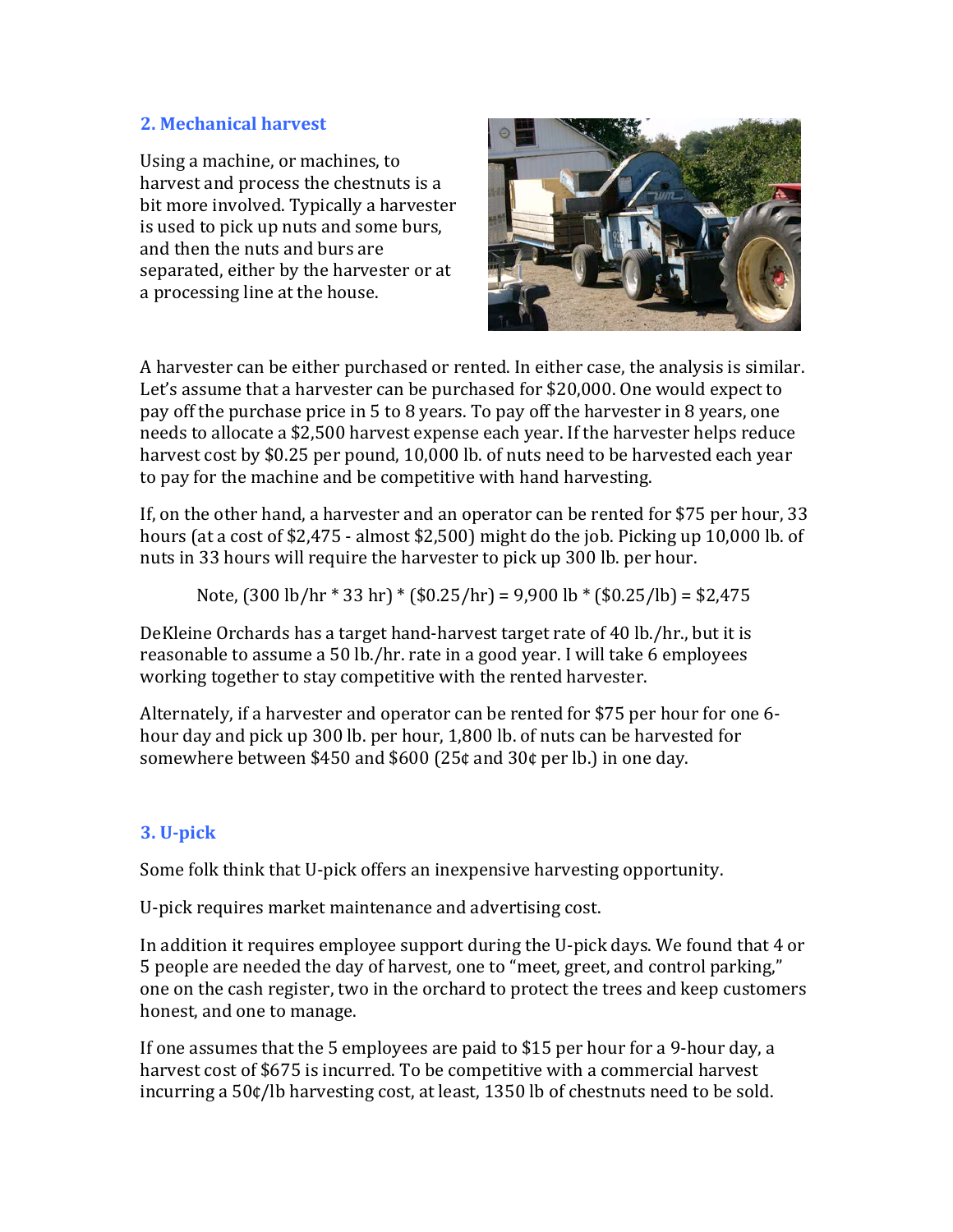## 2. Mechanical harvest

Using a machine, or machines, to harvest and process the chestnuts is a bit more involved. Typically a harvester is used to pick up nuts and some burs, and then the nuts and burs are separated, either by the harvester or at a processing line at the house.

A harvester can be either purchased or rented. In either case, the analysis is similar. Let's assume that a harvester can be purchased for $20,000. One would expect to pay off the purchase price in 5 to 8 years. To pay off the harvester in 8 years, one needs to allocate a $2,500 harvest expense each year. If the harvester helps reduce harvest cost by $0.25 per pound, 10,000 lb. of nuts need to be harvested each year to pay for the machine and be competitive with hand harvesting.

If, on the other hand, a harvester and an operator can be rented for $75 per hour, 33 hours (at a cost of $2,475 - almost $2,500) might do the job. Picking up 10,000 lb. of nuts in 33 hours will require the harvester to pick up 300 lb. per hour.

Note, (300 lb/hr * 33 hr) * ($0.25/hr) = 9,900 lb * ($0.25/lb) = $2,475

DeKleine Orchards has a target hand-harvest target rate of 40 lb./hr., but it is reasonable to assume a 50 lb./hr. rate in a good year. I will take 6 employees working together to stay competitive with the rented harvester.

Alternately, if a harvester and operator can be rented for $75 per hour for one 6-hour day and pick up 300 lb. per hour, 1,800 lb. of nuts can be harvested for somewhere between $450 and $600 (25¢ and 30¢ per lb.) in one day.

## 3. U-pick

Some folk think that U-pick offers an inexpensive harvesting opportunity.

U-pick requires market maintenance and advertising cost.

In addition it requires employee support during the U-pick days. We found that 4 or 5 people are needed the day of harvest, one to "meet, greet, and control parking," one on the cash register, two in the orchard to protect the trees and keep customers honest, and one to manage.

If one assumes that the 5 employees are paid to $15 per hour for a 9-hour day, a harvest cost of $675 is incurred. To be competitive with a commercial harvest incurring a 50¢/lb harvesting cost, at least, 1350 lb of chestnuts need to be sold.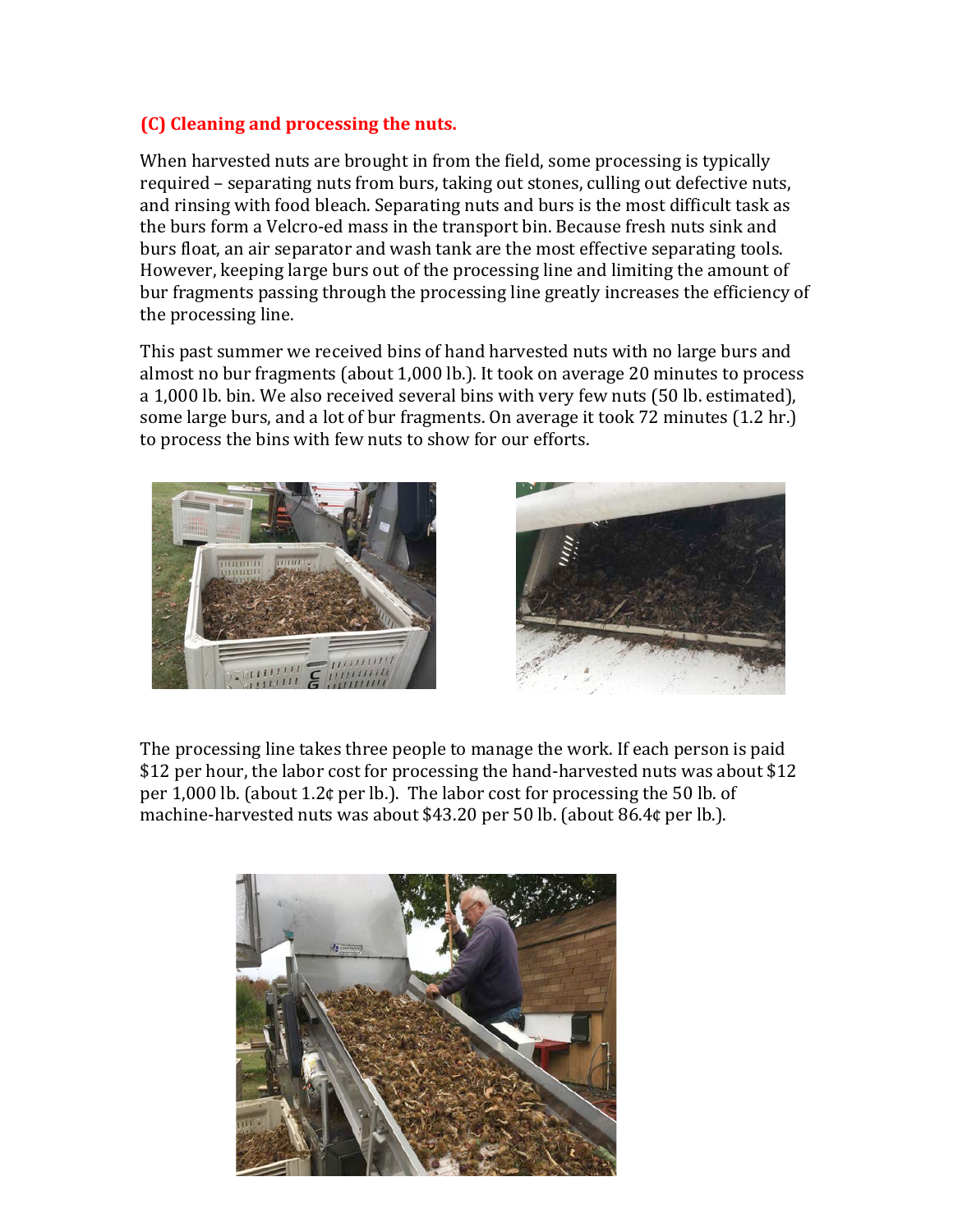### (C) Cleaning and processing the nuts.

When harvested nuts are brought in from the field, some processing is typically required – separating nuts from burs, taking out stones, culling out defective nuts, and rinsing with food bleach. Separating nuts and burs is the most difficult task as the burs form a Velcro-ed mass in the transport bin. Because fresh nuts sink and burs float, an air separator and wash tank are the most effective separating tools. However, keeping large burs out of the processing line and limiting the amount of bur fragments passing through the processing line greatly increases the efficiency of the processing line.

This past summer we received bins of hand harvested nuts with no large burs and almost no bur fragments (about 1,000 lb.). It took on average 20 minutes to process a 1,000 lb. bin. We also received several bins with very few nuts (50 lb. estimated), some large burs, and a lot of bur fragments. On average it took 72 minutes (1.2 hr.) to process the bins with few nuts to show for our efforts.

The processing line takes three people to manage the work. If each person is paid \$12 per hour, the labor cost for processing the hand-harvested nuts was about \$12 per 1,000 lb. (about 1.2¢ per lb.). The labor cost for processing the 50 lb. of machine-harvested nuts was about \$43.20 per 50 lb. (about 86.4¢ per lb.).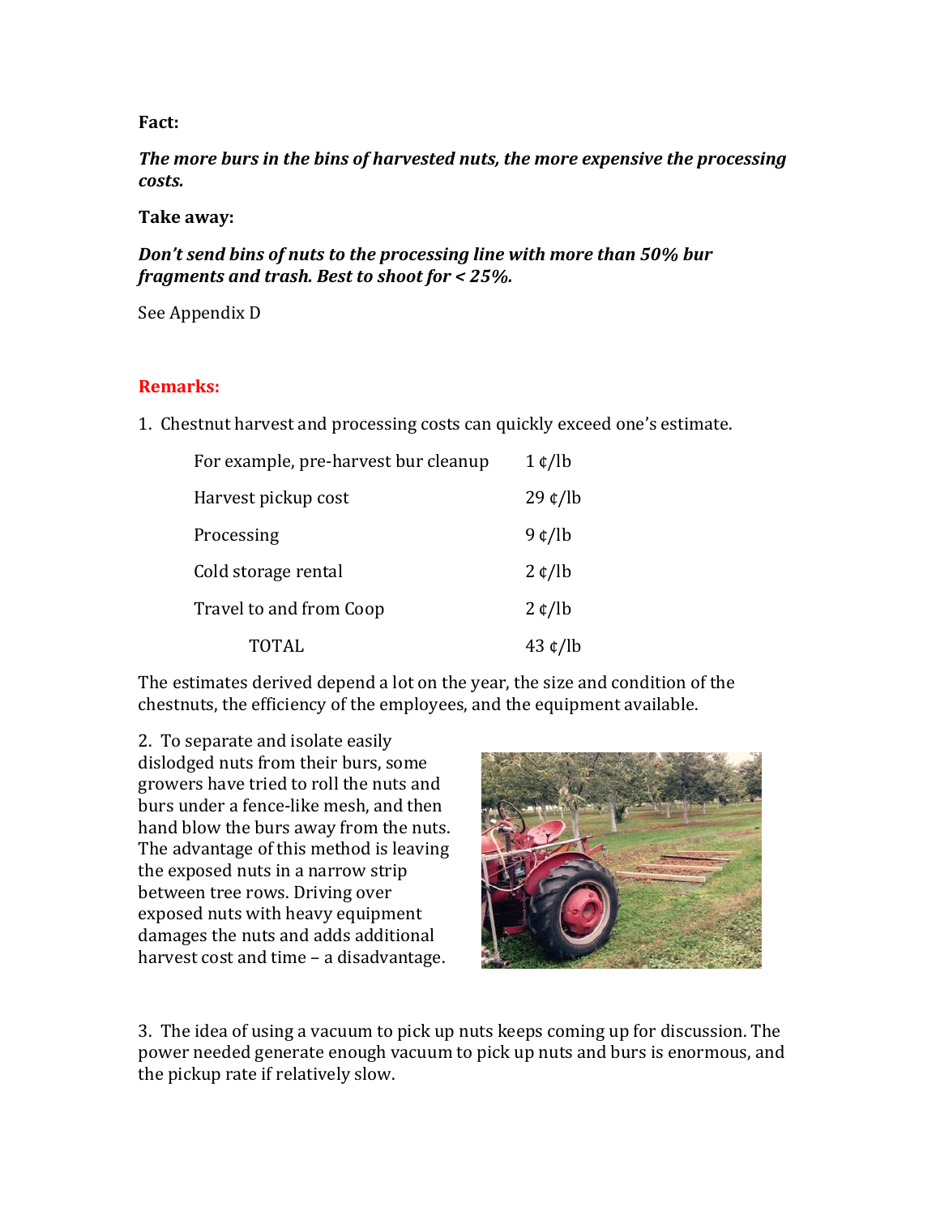**Fact:**

***The more burs in the bins of harvested nuts, the more expensive the processing costs.***

**Take away:**

***Don't send bins of nuts to the processing line with more than 50% bur fragments and trash. Best to shoot for < 25%.***

See Appendix D

**Remarks:**

1. Chestnut harvest and processing costs can quickly exceed one's estimate.

| | |
|---|---|
| For example, pre-harvest bur cleanup | 1 ¢/lb |
| Harvest pickup cost | 29 ¢/lb |
| Processing | 9 ¢/lb |
| Cold storage rental | 2 ¢/lb |
| Travel to and from Coop | 2 ¢/lb |
| TOTAL | 43 ¢/lb |

The estimates derived depend a lot on the year, the size and condition of the chestnuts, the efficiency of the employees, and the equipment available.

2. To separate and isolate easily dislodged nuts from their burs, some growers have tried to roll the nuts and burs under a fence-like mesh, and then hand blow the burs away from the nuts. The advantage of this method is leaving the exposed nuts in a narrow strip between tree rows. Driving over exposed nuts with heavy equipment damages the nuts and adds additional harvest cost and time – a disadvantage.

3. The idea of using a vacuum to pick up nuts keeps coming up for discussion. The power needed generate enough vacuum to pick up nuts and burs is enormous, and the pickup rate if relatively slow.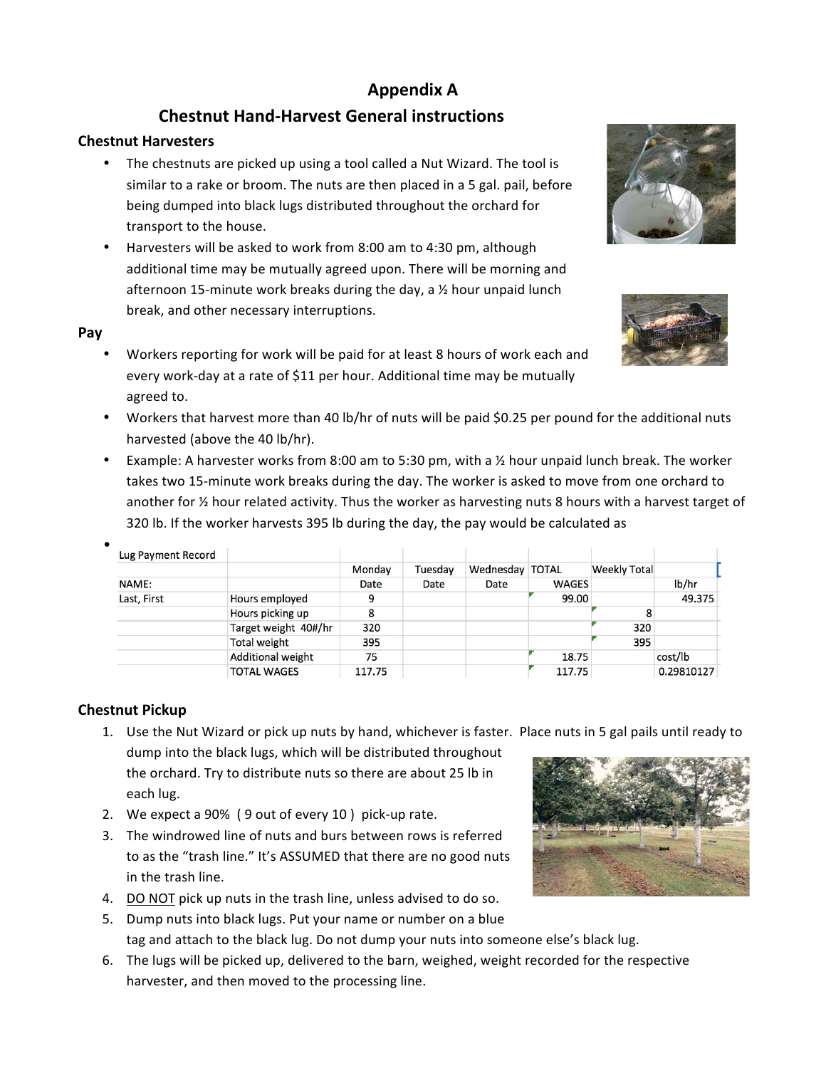# Appendix A

## Chestnut Hand-Harvest General instructions

### Chestnut Harvesters

- The chestnuts are picked up using a tool called a Nut Wizard. The tool is similar to a rake or broom. The nuts are then placed in a 5 gal. pail, before being dumped into black lugs distributed throughout the orchard for transport to the house.
- Harvesters will be asked to work from 8:00 am to 4:30 pm, although additional time may be mutually agreed upon. There will be morning and afternoon 15-minute work breaks during the day, a ½ hour unpaid lunch break, and other necessary interruptions.

### Pay

- Workers reporting for work will be paid for at least 8 hours of work each and every work-day at a rate of $11 per hour. Additional time may be mutually agreed to.
- Workers that harvest more than 40 lb/hr of nuts will be paid $0.25 per pound for the additional nuts harvested (above the 40 lb/hr).
- Example: A harvester works from 8:00 am to 5:30 pm, with a ½ hour unpaid lunch break. The worker takes two 15-minute work breaks during the day. The worker is asked to move from one orchard to another for ½ hour related activity. Thus the worker as harvesting nuts 8 hours with a harvest target of 320 lb. If the worker harvests 395 lb during the day, the pay would be calculated as
-

| Lug Payment Record | | | | | | | |
|---|---|---|---|---|---|---|---|
| | | Monday | Tuesday | Wednesday | TOTAL | Weekly Total | |
| NAME: | | Date | Date | Date | WAGES | | lb/hr |
| Last, First | Hours employed | 9 | | | 99.00 | | 49.375 |
| | Hours picking up | 8 | | | | 8 | |
| | Target weight 40#/hr | 320 | | | | 320 | |
| | Total weight | 395 | | | | 395 | |
| | Additional weight | 75 | | | 18.75 | | cost/lb |
| | TOTAL WAGES | 117.75 | | | 117.75 | | 0.29810127 |

### Chestnut Pickup

1. Use the Nut Wizard or pick up nuts by hand, whichever is faster. Place nuts in 5 gal pails until ready to dump into the black lugs, which will be distributed throughout the orchard. Try to distribute nuts so there are about 25 lb in each lug.
2. We expect a 90% ( 9 out of every 10 ) pick-up rate.
3. The windrowed line of nuts and burs between rows is referred to as the "trash line." It's ASSUMED that there are no good nuts in the trash line.
4. DO NOT pick up nuts in the trash line, unless advised to do so.
5. Dump nuts into black lugs. Put your name or number on a blue tag and attach to the black lug. Do not dump your nuts into someone else's black lug.
6. The lugs will be picked up, delivered to the barn, weighed, weight recorded for the respective harvester, and then moved to the processing line.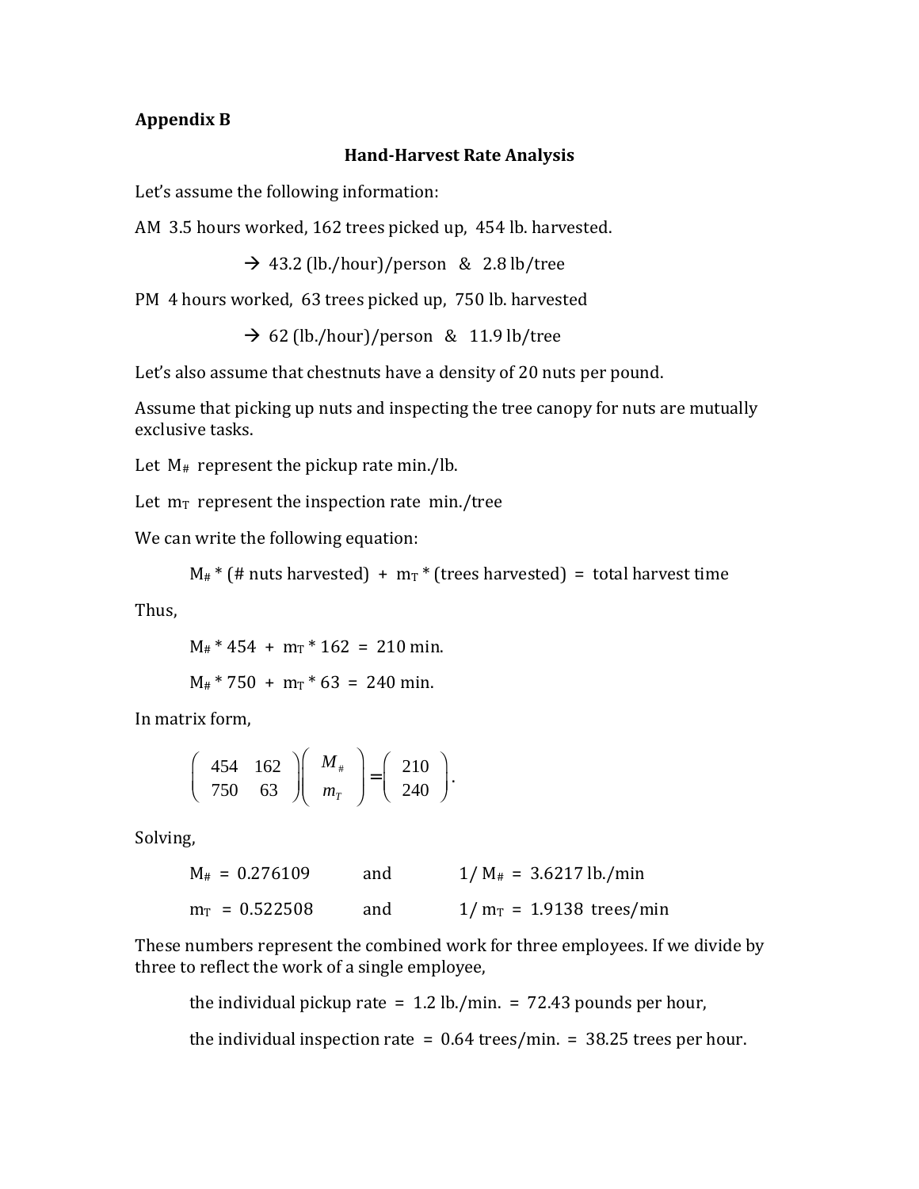**Appendix B**

**Hand-Harvest Rate Analysis**

Let's assume the following information:

AM 3.5 hours worked, 162 trees picked up, 454 lb. harvested.

→ 43.2 (lb./hour)/person & 2.8 lb/tree

PM 4 hours worked, 63 trees picked up, 750 lb. harvested

→ 62 (lb./hour)/person & 11.9 lb/tree

Let's also assume that chestnuts have a density of 20 nuts per pound.

Assume that picking up nuts and inspecting the tree canopy for nuts are mutually exclusive tasks.

Let $M_{\#}$ represent the pickup rate min./lb.

Let $m_T$ represent the inspection rate min./tree

We can write the following equation:

$$M_{\#} * (\text{\# nuts harvested}) + m_T * (\text{trees harvested}) = \text{total harvest time}$$

Thus,

$$M_{\#} * 454 + m_T * 162 = 210 \text{ min.}$$

$$M_{\#} * 750 + m_T * 63 = 240 \text{ min.}$$

In matrix form,

$$\begin{pmatrix} 454 & 162 \\ 750 & 63 \end{pmatrix} \begin{pmatrix} M_{\#} \\ m_T \end{pmatrix} = \begin{pmatrix} 210 \\ 240 \end{pmatrix}.$$

Solving,

$M_{\#} = 0.276109$ and $1/M_{\#} = 3.6217$ lb./min

$m_T = 0.522508$ and $1/m_T = 1.9138$ trees/min

These numbers represent the combined work for three employees. If we divide by three to reflect the work of a single employee,

the individual pickup rate = 1.2 lb./min. = 72.43 pounds per hour,

the individual inspection rate = 0.64 trees/min. = 38.25 trees per hour.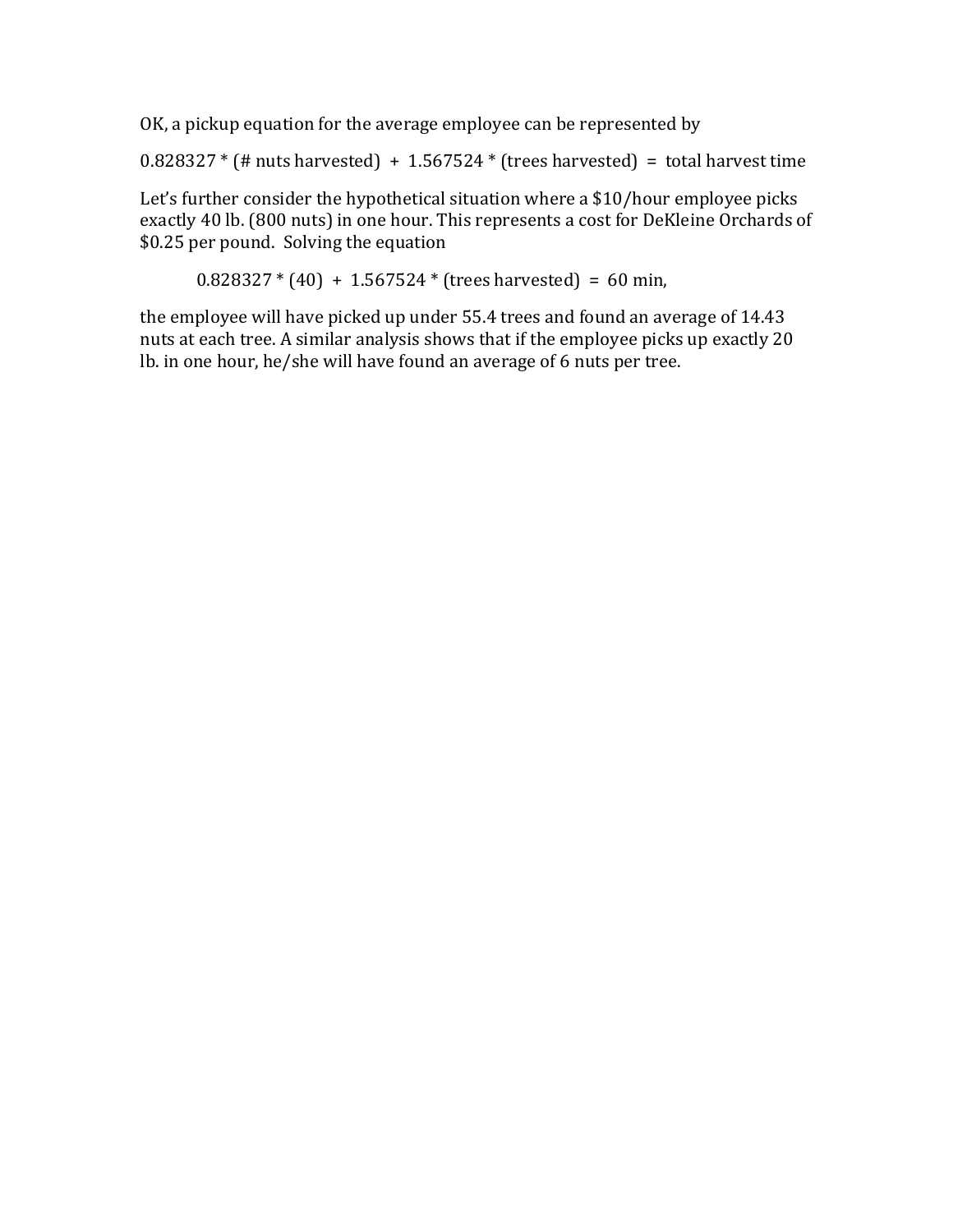OK, a pickup equation for the average employee can be represented by

$$0.828327 * (\text{\# nuts harvested}) + 1.567524 * (\text{trees harvested}) = \text{total harvest time}$$

Let's further consider the hypothetical situation where a $10/hour employee picks exactly 40 lb. (800 nuts) in one hour. This represents a cost for DeKleine Orchards of $0.25 per pound. Solving the equation

$$0.828327 * (40) + 1.567524 * (\text{trees harvested}) = 60 \text{ min},$$

the employee will have picked up under 55.4 trees and found an average of 14.43 nuts at each tree. A similar analysis shows that if the employee picks up exactly 20 lb. in one hour, he/she will have found an average of 6 nuts per tree.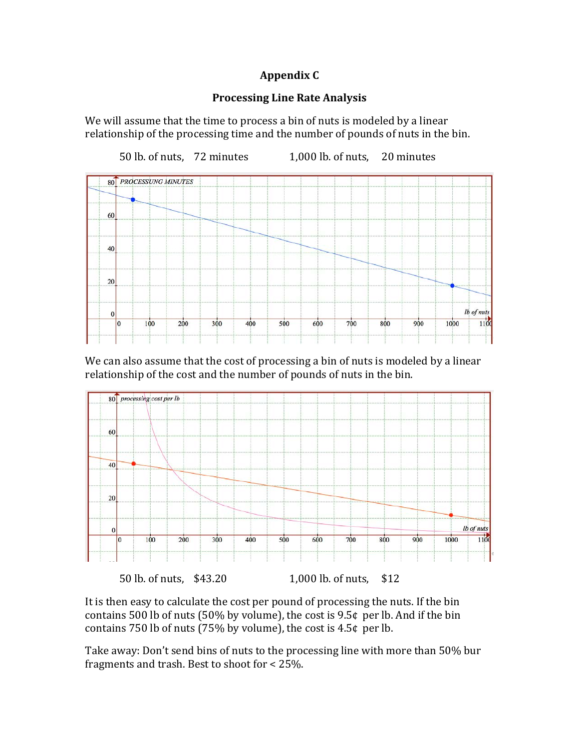# Appendix C

## Processing Line Rate Analysis

We will assume that the time to process a bin of nuts is modeled by a linear relationship of the processing time and the number of pounds of nuts in the bin.

50 lb. of nuts, 72 minutes 1,000 lb. of nuts, 20 minutes

PROCESSUNG MINUTES

80
60
40
20
0

0 100 200 300 400 500 600 700 800 900 1000 1100

lb of nuts

We can also assume that the cost of processing a bin of nuts is modeled by a linear relationship of the cost and the number of pounds of nuts in the bin.

processing cost per lb

80
60
40
20
0

0 100 200 300 400 500 600 700 800 900 1000 1100

lb of nuts

50 lb. of nuts, $43.20 1,000 lb. of nuts, $12

It is then easy to calculate the cost per pound of processing the nuts. If the bin contains 500 lb of nuts (50% by volume), the cost is 9.5¢ per lb. And if the bin contains 750 lb of nuts (75% by volume), the cost is 4.5¢ per lb.

Take away: Don't send bins of nuts to the processing line with more than 50% bur fragments and trash. Best to shoot for < 25%.